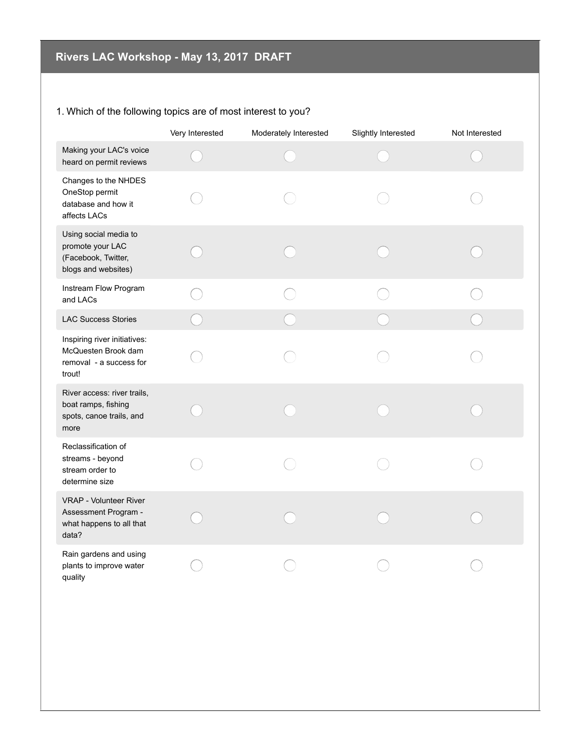# Rivers LAC Workshop - May 13, 2017 DRAFT

1. Which of the following topics are of most interest to you?

| | Very Interested | Moderately Interested | Slightly Interested | Not Interested |
|---|---|---|---|---|
| Making your LAC's voice heard on permit reviews | ○ | ○ | ○ | ○ |
| Changes to the NHDES OneStop permit database and how it affects LACs | ○ | ○ | ○ | ○ |
| Using social media to promote your LAC (Facebook, Twitter, blogs and websites) | ○ | ○ | ○ | ○ |
| Instream Flow Program and LACs | ○ | ○ | ○ | ○ |
| LAC Success Stories | ○ | ○ | ○ | ○ |
| Inspiring river initiatives: McQuesten Brook dam removal - a success for trout! | ○ | ○ | ○ | ○ |
| River access: river trails, boat ramps, fishing spots, canoe trails, and more | ○ | ○ | ○ | ○ |
| Reclassification of streams - beyond stream order to determine size | ○ | ○ | ○ | ○ |
| VRAP - Volunteer River Assessment Program - what happens to all that data? | ○ | ○ | ○ | ○ |
| Rain gardens and using plants to improve water quality | ○ | ○ | ○ | ○ |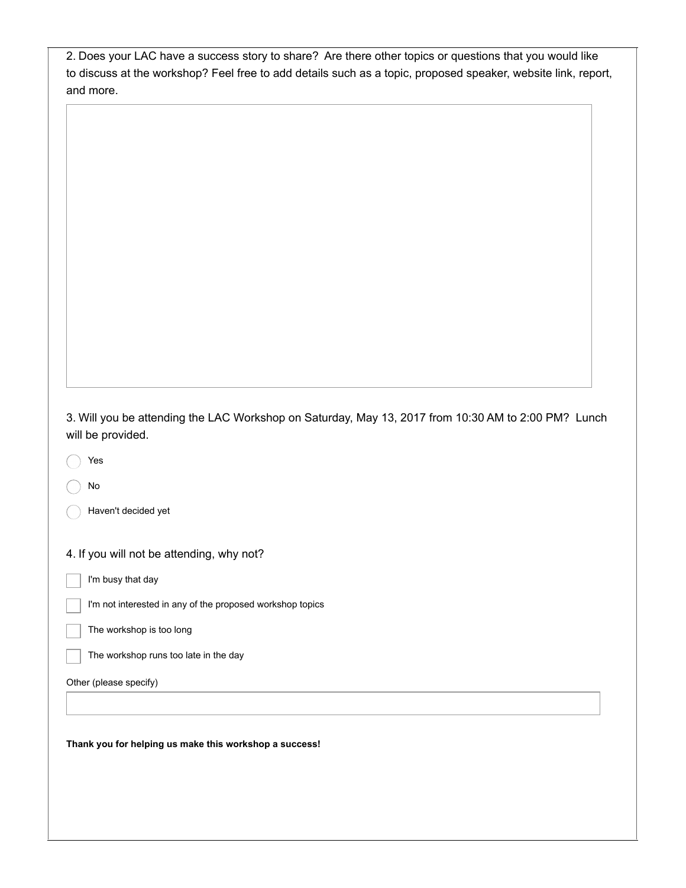2. Does your LAC have a success story to share? Are there other topics or questions that you would like to discuss at the workshop? Feel free to add details such as a topic, proposed speaker, website link, report, and more.

3. Will you be attending the LAC Workshop on Saturday, May 13, 2017 from 10:30 AM to 2:00 PM? Lunch will be provided.

- ◯ Yes
- ◯ No
- ◯ Haven't decided yet

4. If you will not be attending, why not?

- [ ] I'm busy that day
- [ ] I'm not interested in any of the proposed workshop topics
- [ ] The workshop is too long
- [ ] The workshop runs too late in the day

Other (please specify)

**Thank you for helping us make this workshop a success!**